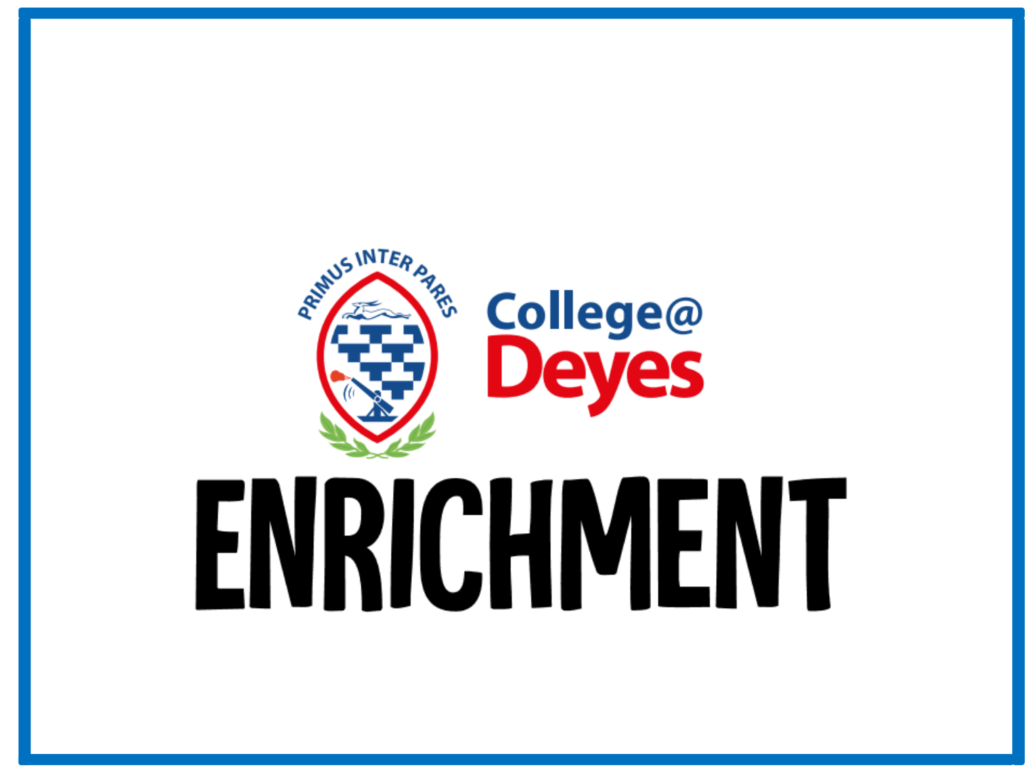PRIMUS INTER PARES

College@
Deyes

# ENRICHMENT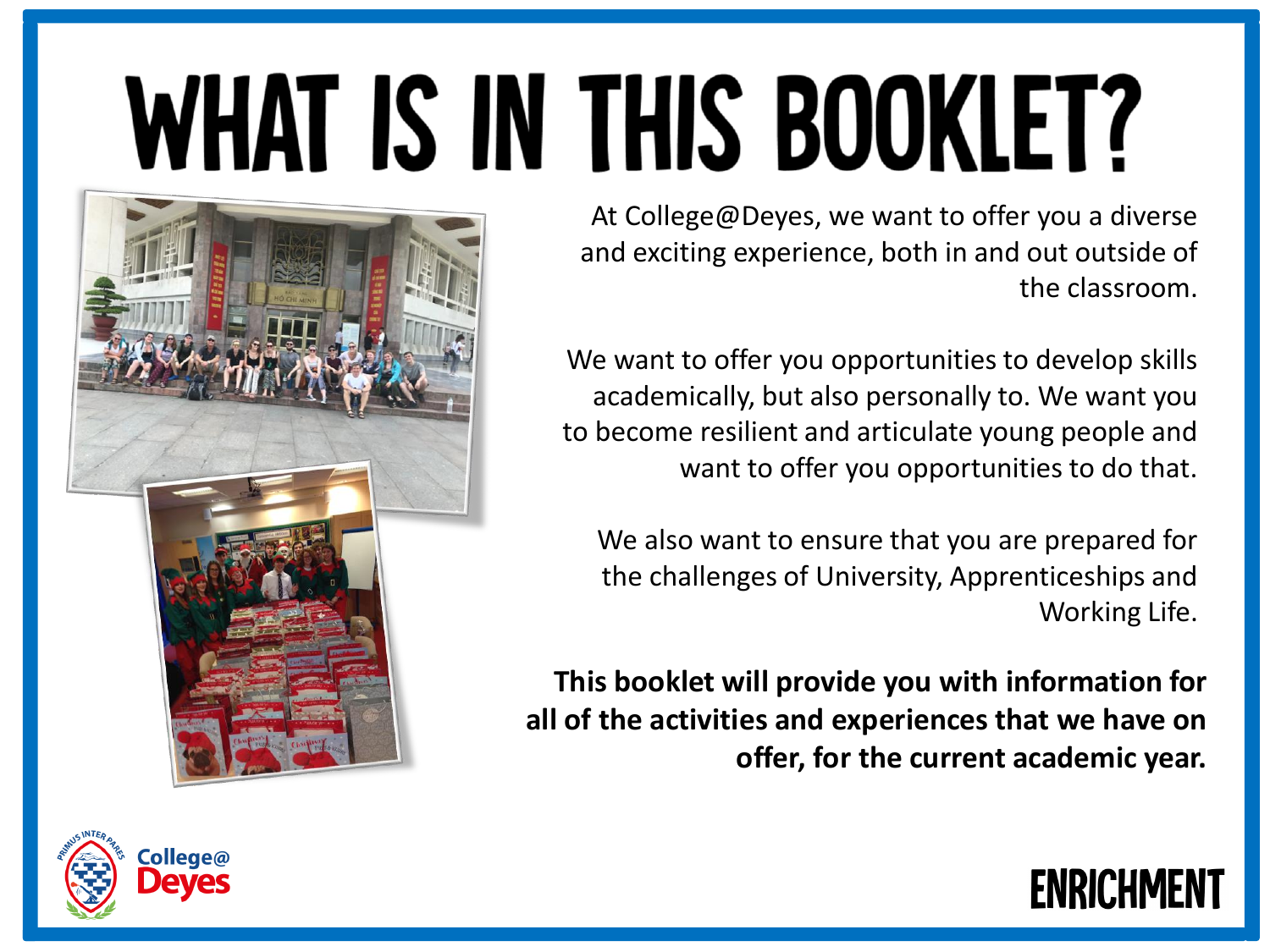# WHAT IS IN THIS BOOKLET?

At College@Deyes, we want to offer you a diverse and exciting experience, both in and out outside of the classroom.

We want to offer you opportunities to develop skills academically, but also personally to. We want you to become resilient and articulate young people and want to offer you opportunities to do that.

We also want to ensure that you are prepared for the challenges of University, Apprenticeships and Working Life.

**This booklet will provide you with information for all of the activities and experiences that we have on offer, for the current academic year.**

College@ Deyes

ENRICHMENT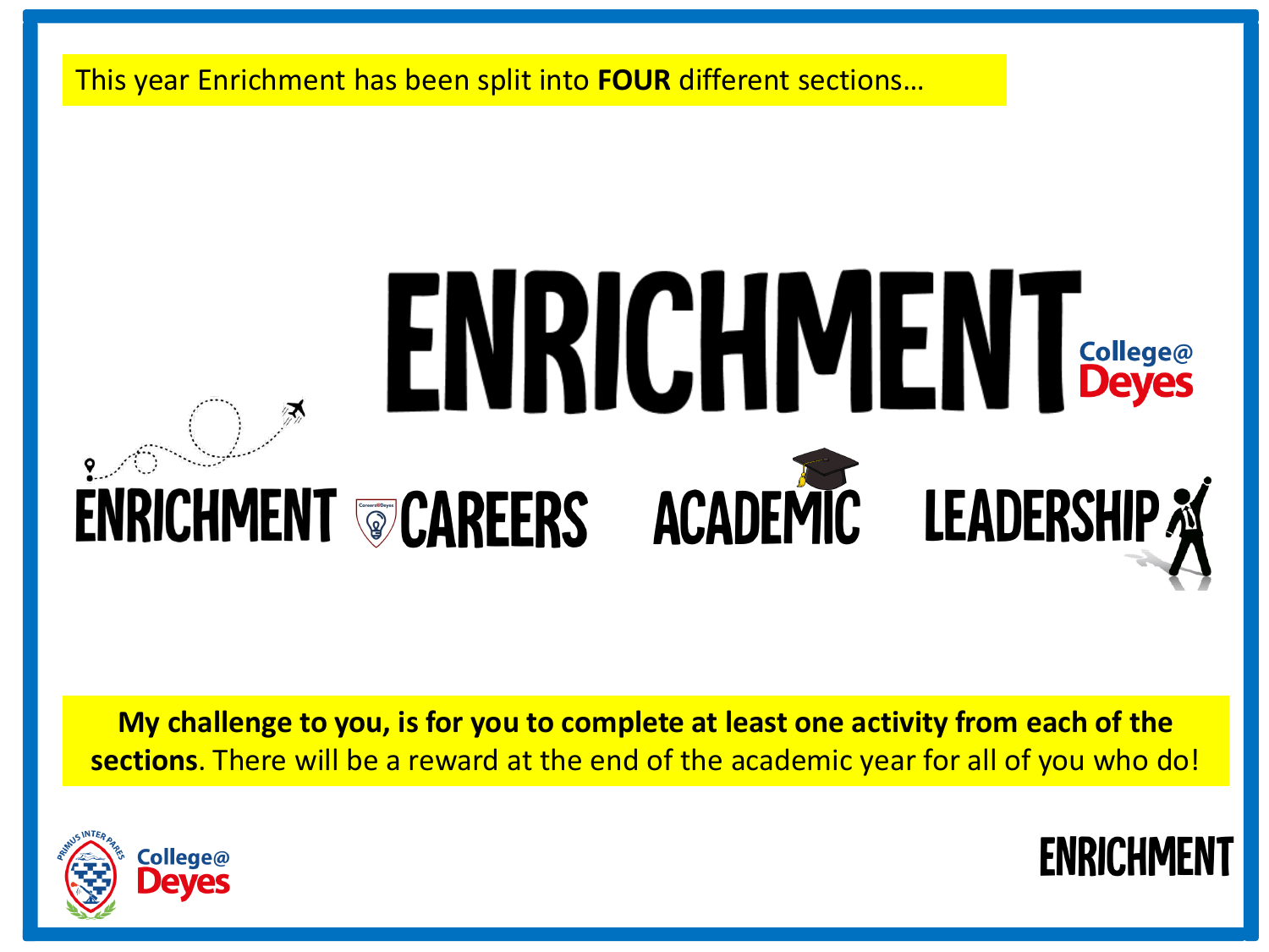This year Enrichment has been split into **FOUR** different sections…

# ENRICHMENT

College@ Deyes

ENRICHMENT CAREERS ACADEMIC LEADERSHIP

**My challenge to you, is for you to complete at least one activity from each of the sections**. There will be a reward at the end of the academic year for all of you who do!

College@ Deyes

ENRICHMENT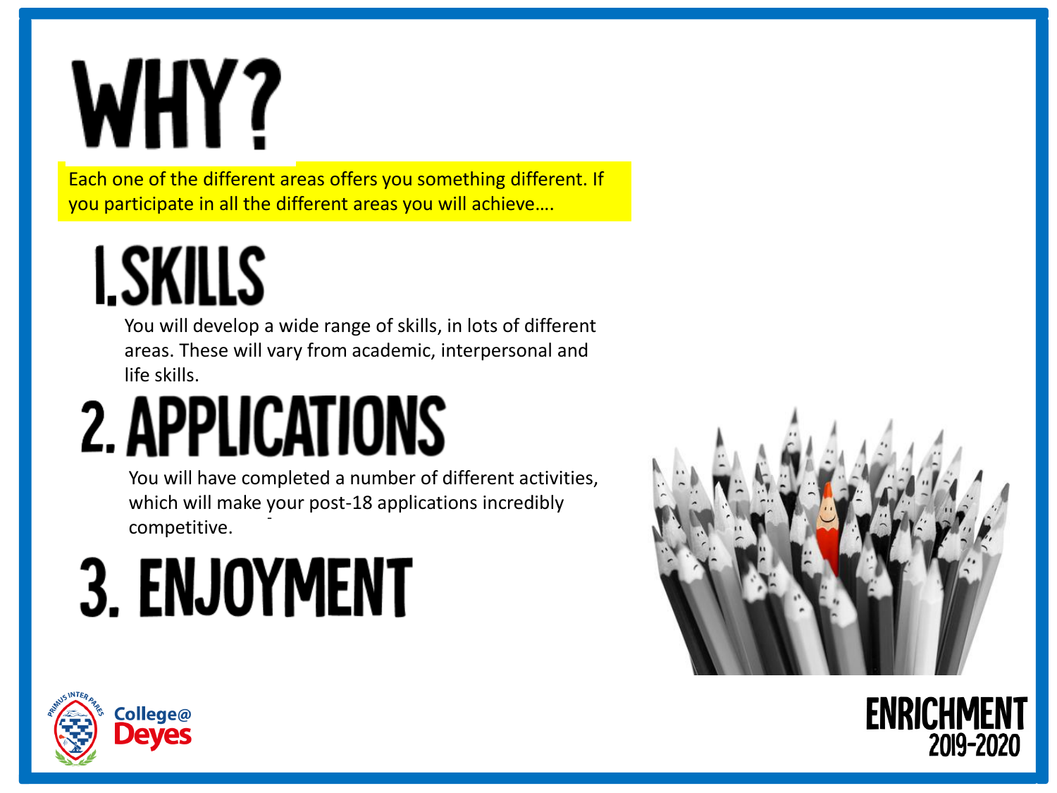# WHY?

Each one of the different areas offers you something different. If you participate in all the different areas you will achieve….

## 1. SKILLS

You will develop a wide range of skills, in lots of different areas. These will vary from academic, interpersonal and life skills.

## 2. APPLICATIONS

You will have completed a number of different activities, which will make your post-18 applications incredibly competitive.

## 3. ENJOYMENT

College@ Deyes

ENRICHMENT 2019-2020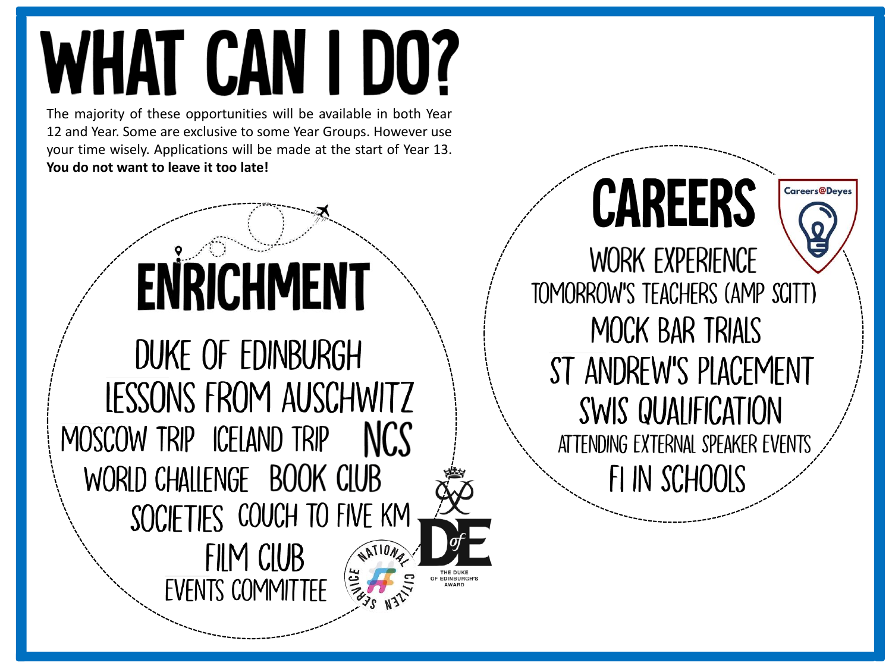# WHAT CAN I DO?

The majority of these opportunities will be available in both Year 12 and Year. Some are exclusive to some Year Groups. However use your time wisely. Applications will be made at the start of Year 13. **You do not want to leave it too late!**

## ENRICHMENT

- DUKE OF EDINBURGH
- LESSONS FROM AUSCHWITZ
- MOSCOW TRIP
- ICELAND TRIP
- NCS
- WORLD CHALLENGE
- BOOK CLUB
- SOCIETIES
- COUCH TO FIVE KM
- FILM CLUB
- EVENTS COMMITTEE

NATIONAL CITIZEN SERVICE

THE DUKE OF EDINBURGH'S AWARD

## CAREERS

Careers@Deyes

- WORK EXPERIENCE
- TOMORROW'S TEACHERS (AMP SCITT)
- MOCK BAR TRIALS
- ST ANDREW'S PLACEMENT
- SWIS QUALIFICATION
- ATTENDING EXTERNAL SPEAKER EVENTS
- F1 IN SCHOOLS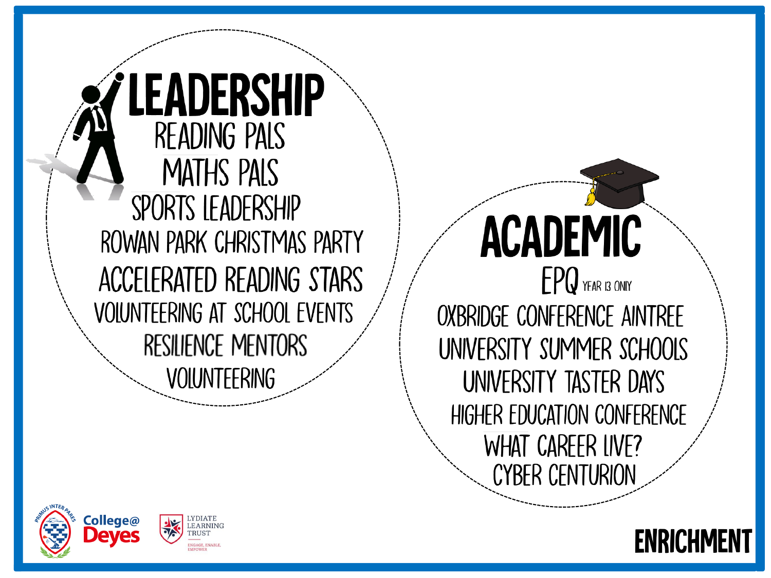## LEADERSHIP

- READING PALS
- MATHS PALS
- SPORTS LEADERSHIP
- ROWAN PARK CHRISTMAS PARTY
- ACCELERATED READING STARS
- VOLUNTEERING AT SCHOOL EVENTS
- RESILIENCE MENTORS
- VOLUNTEERING

## ACADEMIC

- EPQ YEAR 13 ONLY
- OXBRIDGE CONFERENCE AINTREE
- UNIVERSITY SUMMER SCHOOLS
- UNIVERSITY TASTER DAYS
- HIGHER EDUCATION CONFERENCE
- WHAT CAREER LIVE?
- CYBER CENTURION

PRIMUS INTER PARES

College@ Deyes

LYDIATE LEARNING TRUST

ENGAGE, ENABLE, EMPOWER

# ENRICHMENT